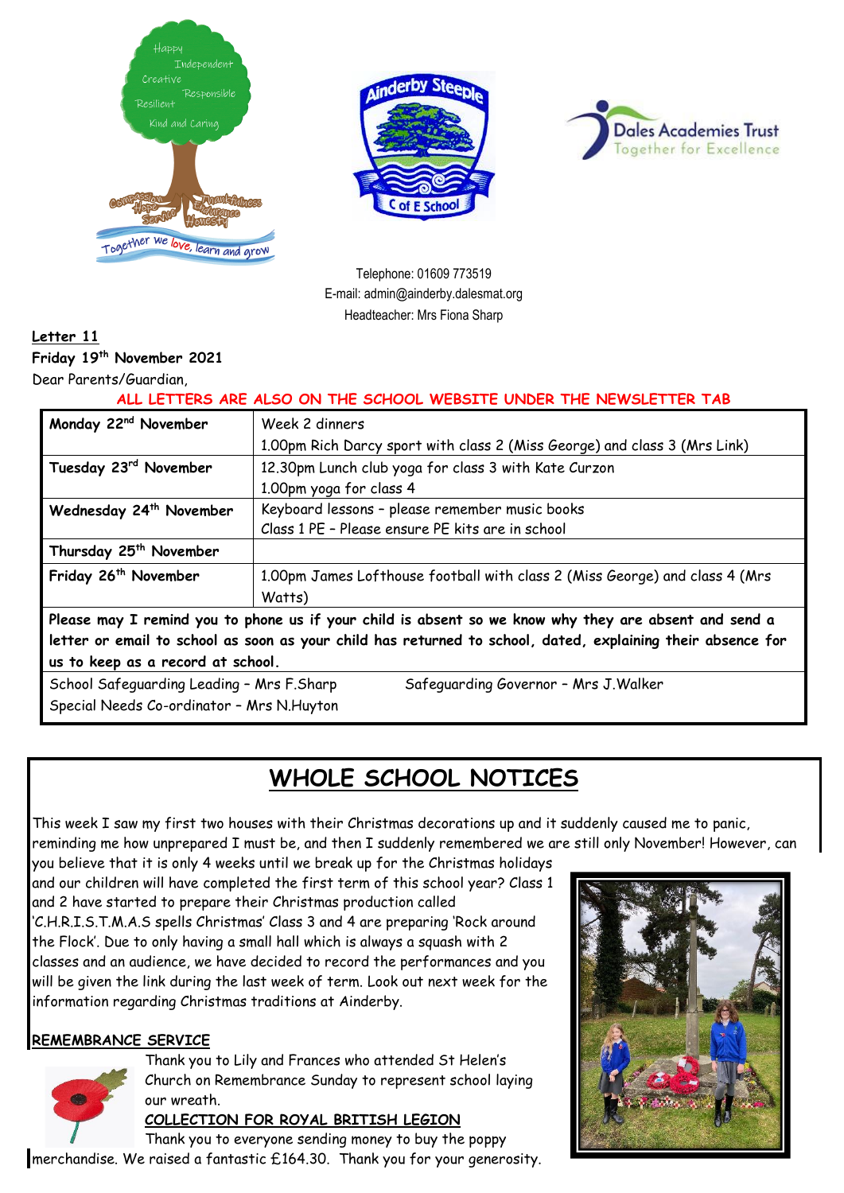Telephone: 01609 773519
E-mail: admin@ainderby.dalesmat.org
Headteacher: Mrs Fiona Sharp

**Letter 11**
**Friday 19th November 2021**
Dear Parents/Guardian,

**ALL LETTERS ARE ALSO ON THE SCHOOL WEBSITE UNDER THE NEWSLETTER TAB**

| | |
|---|---|
| **Monday 22nd November** | Week 2 dinners<br>1.00pm Rich Darcy sport with class 2 (Miss George) and class 3 (Mrs Link) |
| **Tuesday 23rd November** | 12.30pm Lunch club yoga for class 3 with Kate Curzon<br>1.00pm yoga for class 4 |
| **Wednesday 24th November** | Keyboard lessons – please remember music books<br>Class 1 PE – Please ensure PE kits are in school |
| **Thursday 25th November** | |
| **Friday 26th November** | 1.00pm James Lofthouse football with class 2 (Miss George) and class 4 (Mrs Watts) |

**Please may I remind you to phone us if your child is absent so we know why they are absent and send a letter or email to school as soon as your child has returned to school, dated, explaining their absence for us to keep as a record at school.**

School Safeguarding Leading – Mrs F.Sharp
Safeguarding Governor – Mrs J.Walker
Special Needs Co-ordinator – Mrs N.Huyton

# WHOLE SCHOOL NOTICES

This week I saw my first two houses with their Christmas decorations up and it suddenly caused me to panic, reminding me how unprepared I must be, and then I suddenly remembered we are still only November! However, can you believe that it is only 4 weeks until we break up for the Christmas holidays and our children will have completed the first term of this school year? Class 1 and 2 have started to prepare their Christmas production called 'C.H.R.I.S.T.M.A.S spells Christmas' Class 3 and 4 are preparing 'Rock around the Flock'. Due to only having a small hall which is always a squash with 2 classes and an audience, we have decided to record the performances and you will be given the link during the last week of term. Look out next week for the information regarding Christmas traditions at Ainderby.

**REMEMBRANCE SERVICE**

Thank you to Lily and Frances who attended St Helen's Church on Remembrance Sunday to represent school laying our wreath.

**COLLECTION FOR ROYAL BRITISH LEGION**

Thank you to everyone sending money to buy the poppy merchandise. We raised a fantastic £164.30. Thank you for your generosity.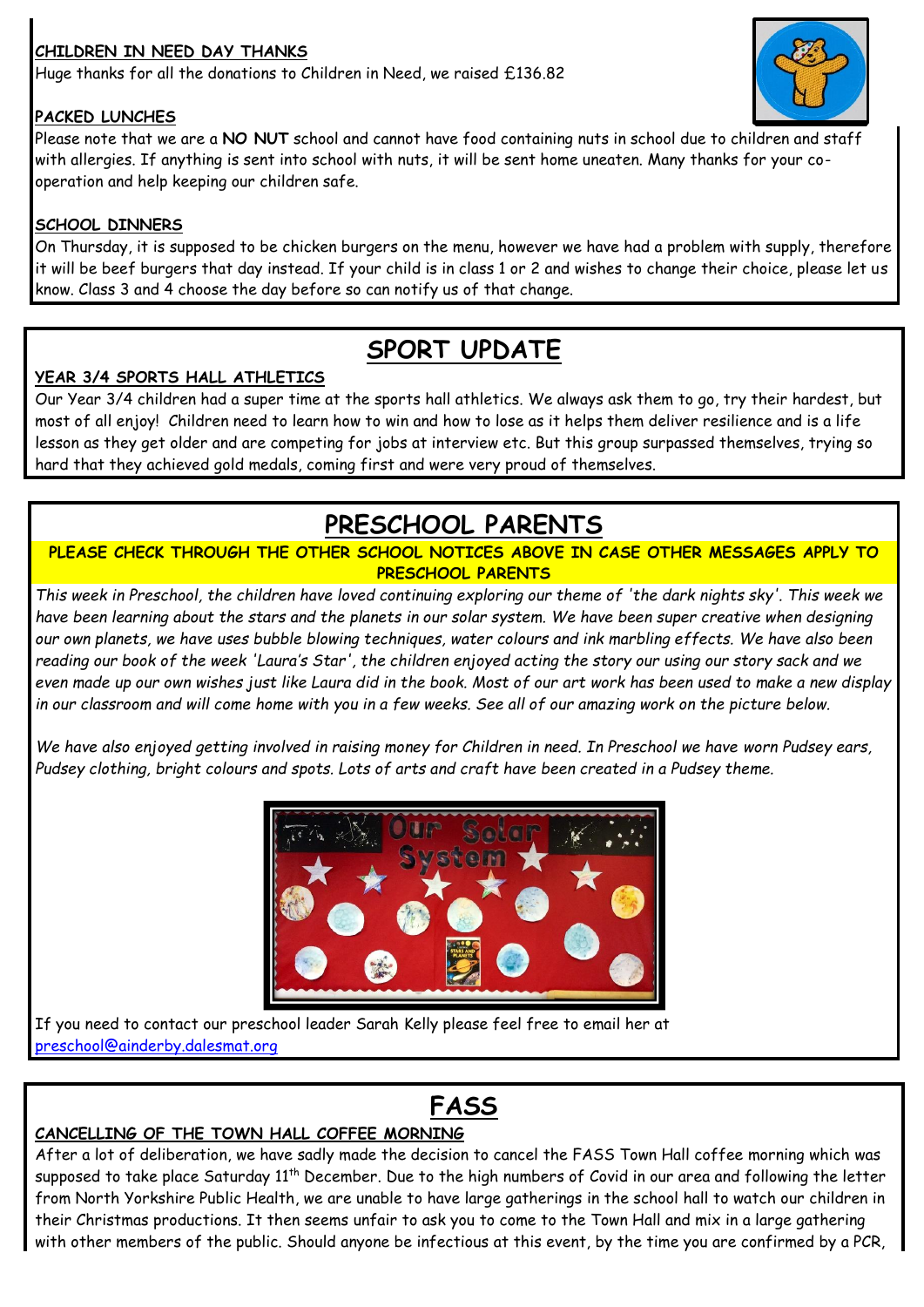**CHILDREN IN NEED DAY THANKS**

Huge thanks for all the donations to Children in Need, we raised £136.82

**PACKED LUNCHES**

Please note that we are a **NO NUT** school and cannot have food containing nuts in school due to children and staff with allergies. If anything is sent into school with nuts, it will be sent home uneaten. Many thanks for your co-operation and help keeping our children safe.

**SCHOOL DINNERS**

On Thursday, it is supposed to be chicken burgers on the menu, however we have had a problem with supply, therefore it will be beef burgers that day instead. If your child is in class 1 or 2 and wishes to change their choice, please let us know. Class 3 and 4 choose the day before so can notify us of that change.

# SPORT UPDATE

**YEAR 3/4 SPORTS HALL ATHLETICS**

Our Year 3/4 children had a super time at the sports hall athletics. We always ask them to go, try their hardest, but most of all enjoy! Children need to learn how to win and how to lose as it helps them deliver resilience and is a life lesson as they get older and are competing for jobs at interview etc. But this group surpassed themselves, trying so hard that they achieved gold medals, coming first and were very proud of themselves.

# PRESCHOOL PARENTS

**PLEASE CHECK THROUGH THE OTHER SCHOOL NOTICES ABOVE IN CASE OTHER MESSAGES APPLY TO PRESCHOOL PARENTS**

*This week in Preschool, the children have loved continuing exploring our theme of 'the dark nights sky'. This week we have been learning about the stars and the planets in our solar system. We have been super creative when designing our own planets, we have uses bubble blowing techniques, water colours and ink marbling effects. We have also been reading our book of the week 'Laura's Star', the children enjoyed acting the story our using our story sack and we even made up our own wishes just like Laura did in the book. Most of our art work has been used to make a new display in our classroom and will come home with you in a few weeks. See all of our amazing work on the picture below.*

*We have also enjoyed getting involved in raising money for Children in need. In Preschool we have worn Pudsey ears, Pudsey clothing, bright colours and spots. Lots of arts and craft have been created in a Pudsey theme.*

If you need to contact our preschool leader Sarah Kelly please feel free to email her at preschool@ainderby.dalesmat.org

# FASS

**CANCELLING OF THE TOWN HALL COFFEE MORNING**

After a lot of deliberation, we have sadly made the decision to cancel the FASS Town Hall coffee morning which was supposed to take place Saturday 11th December. Due to the high numbers of Covid in our area and following the letter from North Yorkshire Public Health, we are unable to have large gatherings in the school hall to watch our children in their Christmas productions. It then seems unfair to ask you to come to the Town Hall and mix in a large gathering with other members of the public. Should anyone be infectious at this event, by the time you are confirmed by a PCR,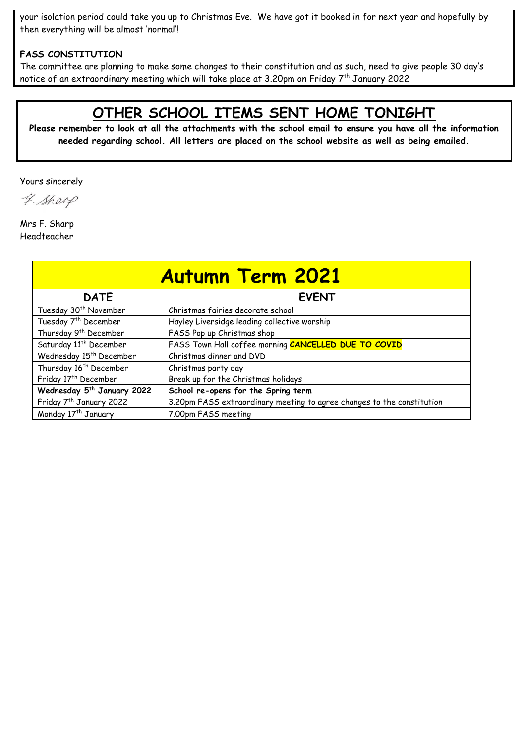your isolation period could take you up to Christmas Eve. We have got it booked in for next year and hopefully by then everything will be almost 'normal'!

**FASS CONSTITUTION**

The committee are planning to make some changes to their constitution and as such, need to give people 30 day's notice of an extraordinary meeting which will take place at 3.20pm on Friday 7th January 2022

## OTHER SCHOOL ITEMS SENT HOME TONIGHT

**Please remember to look at all the attachments with the school email to ensure you have all the information needed regarding school. All letters are placed on the school website as well as being emailed.**

Yours sincerely

F. Sharp

Mrs F. Sharp
Headteacher

## Autumn Term 2021

| DATE | EVENT |
|---|---|
| Tuesday 30th November | Christmas fairies decorate school |
| Tuesday 7th December | Hayley Liversidge leading collective worship |
| Thursday 9th December | FASS Pop up Christmas shop |
| Saturday 11th December | FASS Town Hall coffee morning **CANCELLED DUE TO COVID** |
| Wednesday 15th December | Christmas dinner and DVD |
| Thursday 16th December | Christmas party day |
| Friday 17th December | Break up for the Christmas holidays |
| **Wednesday 5th January 2022** | **School re-opens for the Spring term** |
| Friday 7th January 2022 | 3.20pm FASS extraordinary meeting to agree changes to the constitution |
| Monday 17th January | 7.00pm FASS meeting |